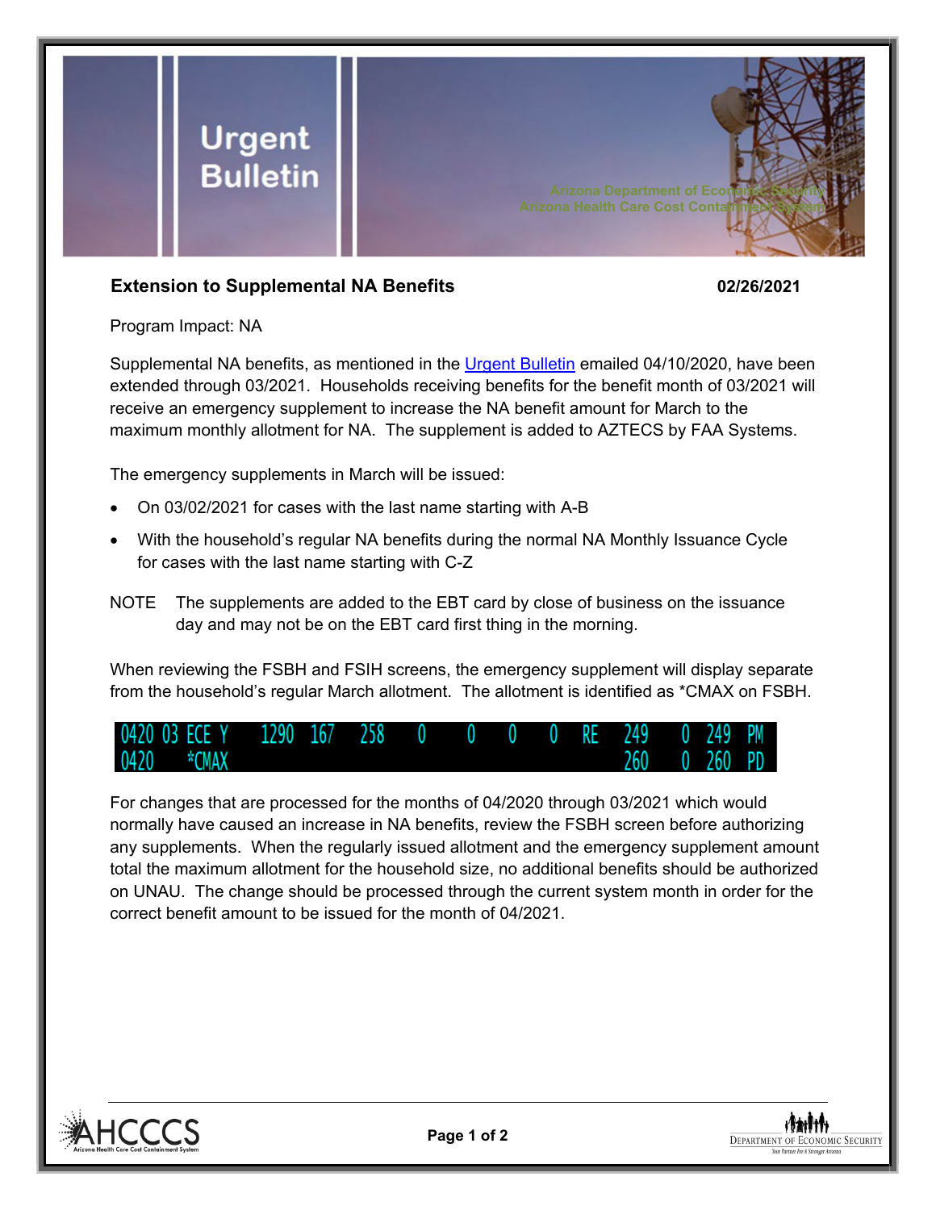# Urgent Bulletin

Arizona Department of Economic Security
Arizona Health Care Cost Containment System

**Extension to Supplemental NA Benefits** **02/26/2021**

Program Impact: NA

Supplemental NA benefits, as mentioned in the Urgent Bulletin emailed 04/10/2020, have been extended through 03/2021. Households receiving benefits for the benefit month of 03/2021 will receive an emergency supplement to increase the NA benefit amount for March to the maximum monthly allotment for NA. The supplement is added to AZTECS by FAA Systems.

The emergency supplements in March will be issued:

- On 03/02/2021 for cases with the last name starting with A-B
- With the household's regular NA benefits during the normal NA Monthly Issuance Cycle for cases with the last name starting with C-Z

NOTE The supplements are added to the EBT card by close of business on the issuance day and may not be on the EBT card first thing in the morning.

When reviewing the FSBH and FSIH screens, the emergency supplement will display separate from the household's regular March allotment. The allotment is identified as *CMAX on FSBH.

```
0420 03 ECE Y    1290  167   258   0    0    0    0   RE   249    0  249  PM
0420    *CMAX                                             260    0  260  PD
```

For changes that are processed for the months of 04/2020 through 03/2021 which would normally have caused an increase in NA benefits, review the FSBH screen before authorizing any supplements. When the regularly issued allotment and the emergency supplement amount total the maximum allotment for the household size, no additional benefits should be authorized on UNAU. The change should be processed through the current system month in order for the correct benefit amount to be issued for the month of 04/2021.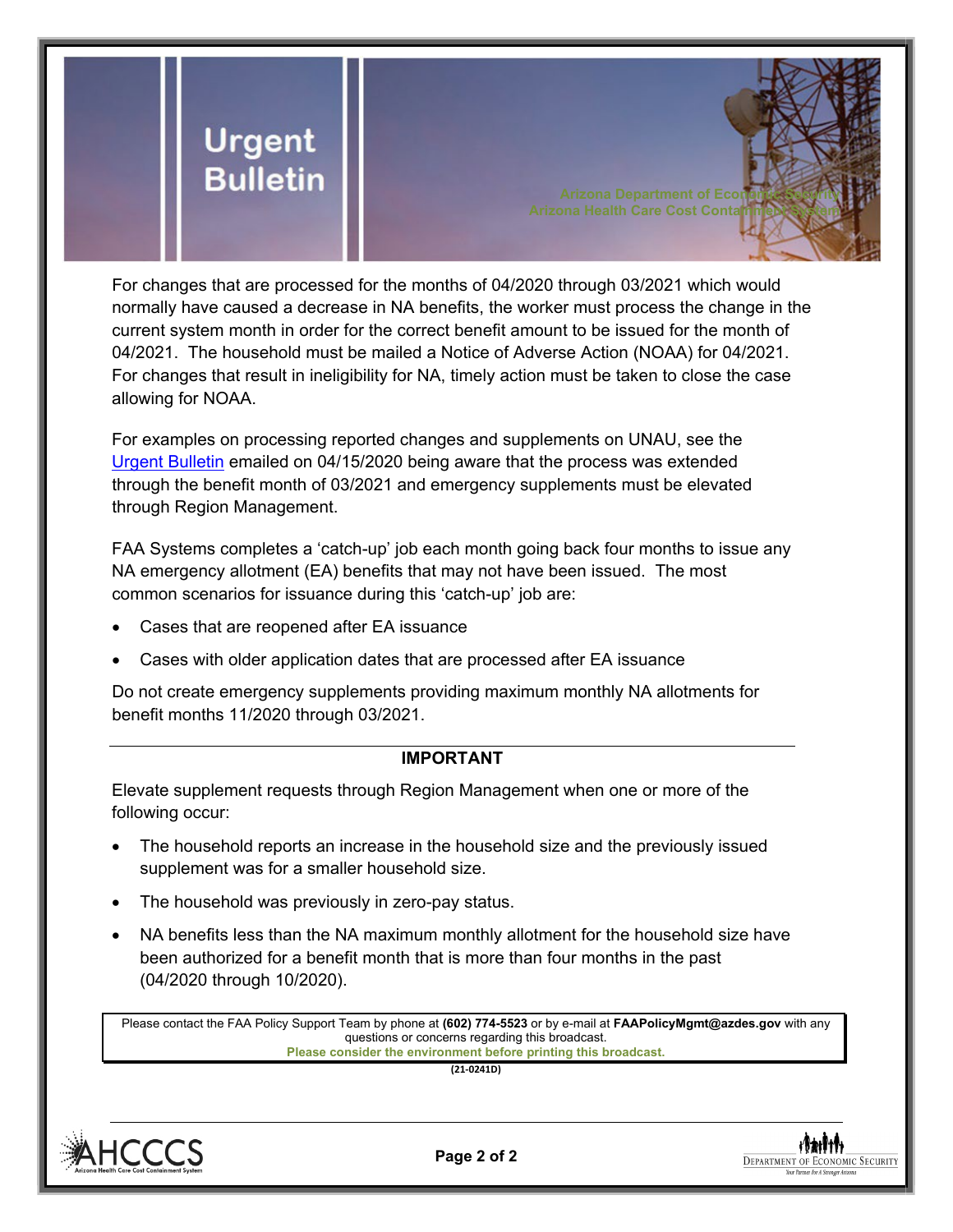For changes that are processed for the months of 04/2020 through 03/2021 which would normally have caused a decrease in NA benefits, the worker must process the change in the current system month in order for the correct benefit amount to be issued for the month of 04/2021. The household must be mailed a Notice of Adverse Action (NOAA) for 04/2021. For changes that result in ineligibility for NA, timely action must be taken to close the case allowing for NOAA.

For examples on processing reported changes and supplements on UNAU, see the Urgent Bulletin emailed on 04/15/2020 being aware that the process was extended through the benefit month of 03/2021 and emergency supplements must be elevated through Region Management.

FAA Systems completes a 'catch-up' job each month going back four months to issue any NA emergency allotment (EA) benefits that may not have been issued. The most common scenarios for issuance during this 'catch-up' job are:

- Cases that are reopened after EA issuance
- Cases with older application dates that are processed after EA issuance

Do not create emergency supplements providing maximum monthly NA allotments for benefit months 11/2020 through 03/2021.

---

**IMPORTANT**

Elevate supplement requests through Region Management when one or more of the following occur:

- The household reports an increase in the household size and the previously issued supplement was for a smaller household size.
- The household was previously in zero-pay status.
- NA benefits less than the NA maximum monthly allotment for the household size have been authorized for a benefit month that is more than four months in the past (04/2020 through 10/2020).

---

Please contact the FAA Policy Support Team by phone at **(602) 774-5523** or by e-mail at **FAAPolicyMgmt@azdes.gov** with any questions or concerns regarding this broadcast.

**Please consider the environment before printing this broadcast.**

**(21-0241D)**